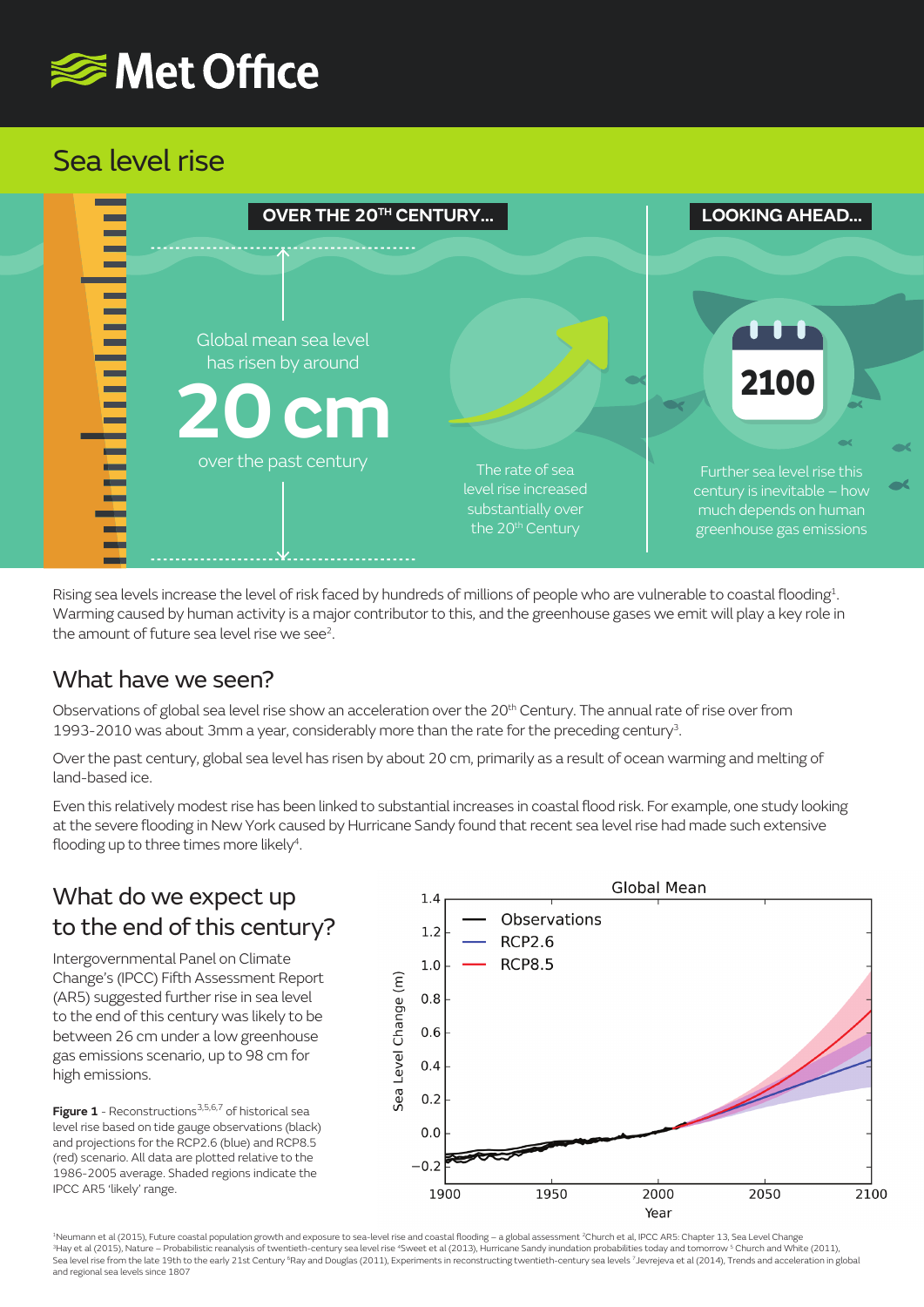# Met Office

## Sea level rise

**OVER THE 20TH CENTURY...**

Global mean sea level has risen by around

**20 cm**

over the past century

The rate of sea level rise increased substantially over the 20th Century

**LOOKING AHEAD...**

2100

Further sea level rise this century is inevitable – how much depends on human greenhouse gas emissions

Rising sea levels increase the level of risk faced by hundreds of millions of people who are vulnerable to coastal flooding[1]. Warming caused by human activity is a major contributor to this, and the greenhouse gases we emit will play a key role in the amount of future sea level rise we see[2].

## What have we seen?

Observations of global sea level rise show an acceleration over the 20th Century. The annual rate of rise over from 1993-2010 was about 3mm a year, considerably more than the rate for the preceding century[3].

Over the past century, global sea level has risen by about 20 cm, primarily as a result of ocean warming and melting of land-based ice.

Even this relatively modest rise has been linked to substantial increases in coastal flood risk. For example, one study looking at the severe flooding in New York caused by Hurricane Sandy found that recent sea level rise had made such extensive flooding up to three times more likely[4].

## What do we expect up to the end of this century?

Intergovernmental Panel on Climate Change's (IPCC) Fifth Assessment Report (AR5) suggested further rise in sea level to the end of this century was likely to be between 26 cm under a low greenhouse gas emissions scenario, up to 98 cm for high emissions.

**Figure 1** - Reconstructions[3,5,6,7] of historical sea level rise based on tide gauge observations (black) and projections for the RCP2.6 (blue) and RCP8.5 (red) scenario. All data are plotted relative to the 1986-2005 average. Shaded regions indicate the IPCC AR5 'likely' range.

[1]Neumann et al (2015), Future coastal population growth and exposure to sea-level rise and coastal flooding – a global assessment [2]Church et al, IPCC AR5: Chapter 13, Sea Level Change [3]Hay et al (2015), Nature – Probabilistic reanalysis of twentieth-century sea level rise [4]Sweet et al (2013), Hurricane Sandy inundation probabilities today and tomorrow [5]Church and White (2011), Sea level rise from the late 19th to the early 21st Century [6]Ray and Douglas (2011), Experiments in reconstructing twentieth-century sea levels [7]Jevrejeva et al (2014), Trends and acceleration in global and regional sea levels since 1807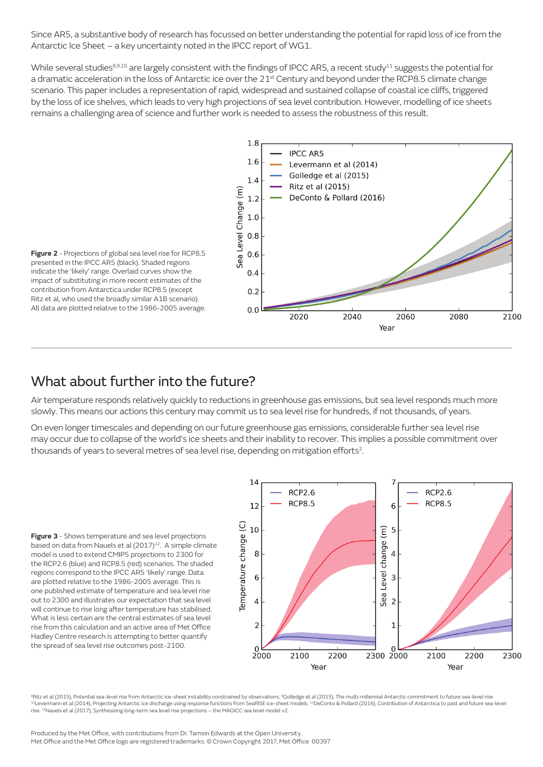Since AR5, a substantive body of research has focussed on better understanding the potential for rapid loss of ice from the Antarctic Ice Sheet – a key uncertainty noted in the IPCC report of WG1.

While several studies[8,9,10] are largely consistent with the findings of IPCC AR5, a recent study[11] suggests the potential for a dramatic acceleration in the loss of Antarctic ice over the 21st Century and beyond under the RCP8.5 climate change scenario. This paper includes a representation of rapid, widespread and sustained collapse of coastal ice cliffs, triggered by the loss of ice shelves, which leads to very high projections of sea level contribution. However, modelling of ice sheets remains a challenging area of science and further work is needed to assess the robustness of this result.

1.8
1.6
1.4
1.2
1.0
0.8
0.6
0.4
0.2
0.0
Sea Level Change (m)
2020
2040
2060
2080
2100
Year
IPCC AR5
Levermann et al (2014)
Golledge et al (2015)
Ritz et al (2015)
DeConto & Pollard (2016)

**Figure 2** - Projections of global sea level rise for RCP8.5 presented in the IPCC AR5 (black). Shaded regions indicate the 'likely' range. Overlaid curves show the impact of substituting in more recent estimates of the contribution from Antarctica under RCP8.5 (except Ritz et al, who used the broadly similar A1B scenario). All data are plotted relative to the 1986-2005 average.

## What about further into the future?

Air temperature responds relatively quickly to reductions in greenhouse gas emissions, but sea level responds much more slowly. This means our actions this century may commit us to sea level rise for hundreds, if not thousands, of years.

On even longer timescales and depending on our future greenhouse gas emissions, considerable further sea level rise may occur due to collapse of the world's ice sheets and their inability to recover. This implies a possible commitment over thousands of years to several metres of sea level rise, depending on mitigation efforts[2].

14
12
10
8
6
4
2
0
Temperature change (C)
2000
2100
2200
2300
Year
RCP2.6
RCP8.5

7
6
5
4
3
2
1
0
Sea Level change (m)
2000
2100
2200
2300
Year
RCP2.6
RCP8.5

**Figure 3** - Shows temperature and sea level projections based on data from Nauels et al (2017)[12]. A simple climate model is used to extend CMIP5 projections to 2300 for the RCP2.6 (blue) and RCP8.5 (red) scenarios. The shaded regions correspond to the IPCC AR5 'likely' range. Data are plotted relative to the 1986-2005 average. This is one published estimate of temperature and sea level rise out to 2300 and illustrates our expectation that sea level will continue to rise long after temperature has stabilised. What is less certain are the central estimates of sea level rise from this calculation and an active area of Met Office Hadley Centre research is attempting to better quantify the spread of sea level rise outcomes post-2100.

[8]Ritz et al (2015), Potential sea-level rise from Antarctic ice-sheet instability constrained by observations. [9]Golledge et al (2015), The multi-millennial Antarctic commitment to future sea-level rise [10]Levermann et al (2014), Projecting Antarctic ice discharge using response functions from SeaRISE ice-sheet models. [11]DeConto & Pollard (2016), Contribution of Antarctica to past and future sea-level rise. [12]Nauels et al (2017), Synthesizing long-term sea level rise projections – the MAGICC sea level model v2.

Produced by the Met Office, with contributions from Dr. Tamsin Edwards at the Open University.
Met Office and the Met Office logo are registered trademarks. © Crown Copyright 2017, Met Office 00397